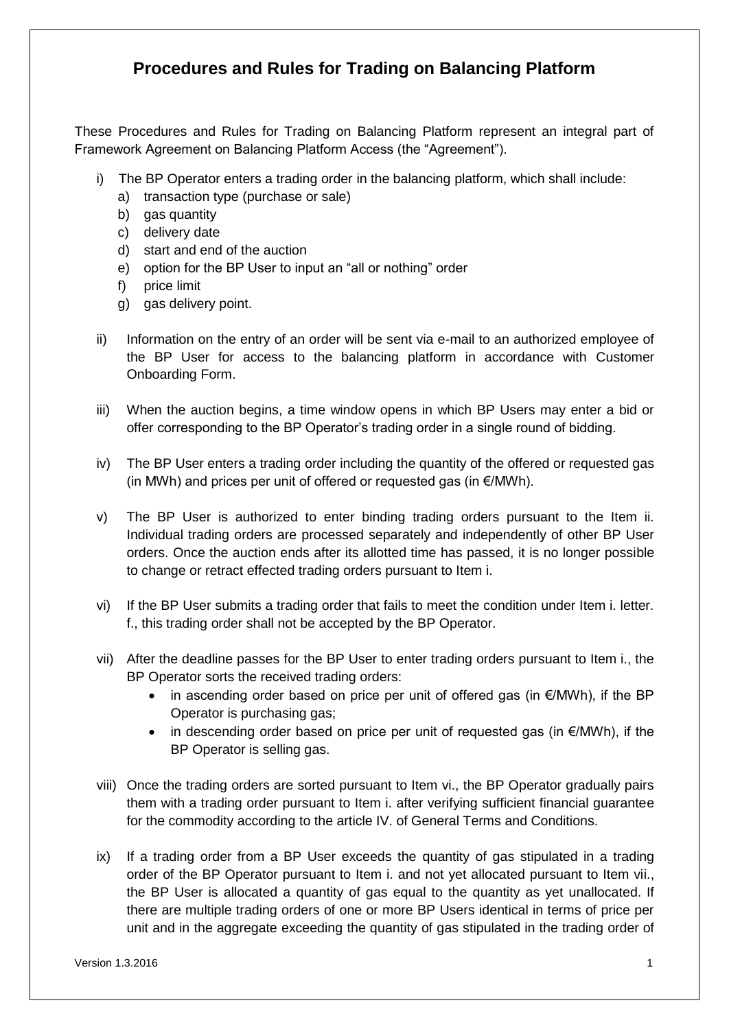# Procedures and Rules for Trading on Balancing Platform

These Procedures and Rules for Trading on Balancing Platform represent an integral part of Framework Agreement on Balancing Platform Access (the "Agreement").

i) The BP Operator enters a trading order in the balancing platform, which shall include:
   a) transaction type (purchase or sale)
   b) gas quantity
   c) delivery date
   d) start and end of the auction
   e) option for the BP User to input an "all or nothing" order
   f) price limit
   g) gas delivery point.

ii) Information on the entry of an order will be sent via e-mail to an authorized employee of the BP User for access to the balancing platform in accordance with Customer Onboarding Form.

iii) When the auction begins, a time window opens in which BP Users may enter a bid or offer corresponding to the BP Operator's trading order in a single round of bidding.

iv) The BP User enters a trading order including the quantity of the offered or requested gas (in MWh) and prices per unit of offered or requested gas (in €/MWh).

v) The BP User is authorized to enter binding trading orders pursuant to the Item ii. Individual trading orders are processed separately and independently of other BP User orders. Once the auction ends after its allotted time has passed, it is no longer possible to change or retract effected trading orders pursuant to Item i.

vi) If the BP User submits a trading order that fails to meet the condition under Item i. letter. f., this trading order shall not be accepted by the BP Operator.

vii) After the deadline passes for the BP User to enter trading orders pursuant to Item i., the BP Operator sorts the received trading orders:
   - in ascending order based on price per unit of offered gas (in €/MWh), if the BP Operator is purchasing gas;
   - in descending order based on price per unit of requested gas (in €/MWh), if the BP Operator is selling gas.

viii) Once the trading orders are sorted pursuant to Item vi., the BP Operator gradually pairs them with a trading order pursuant to Item i. after verifying sufficient financial guarantee for the commodity according to the article IV. of General Terms and Conditions.

ix) If a trading order from a BP User exceeds the quantity of gas stipulated in a trading order of the BP Operator pursuant to Item i. and not yet allocated pursuant to Item vii., the BP User is allocated a quantity of gas equal to the quantity as yet unallocated. If there are multiple trading orders of one or more BP Users identical in terms of price per unit and in the aggregate exceeding the quantity of gas stipulated in the trading order of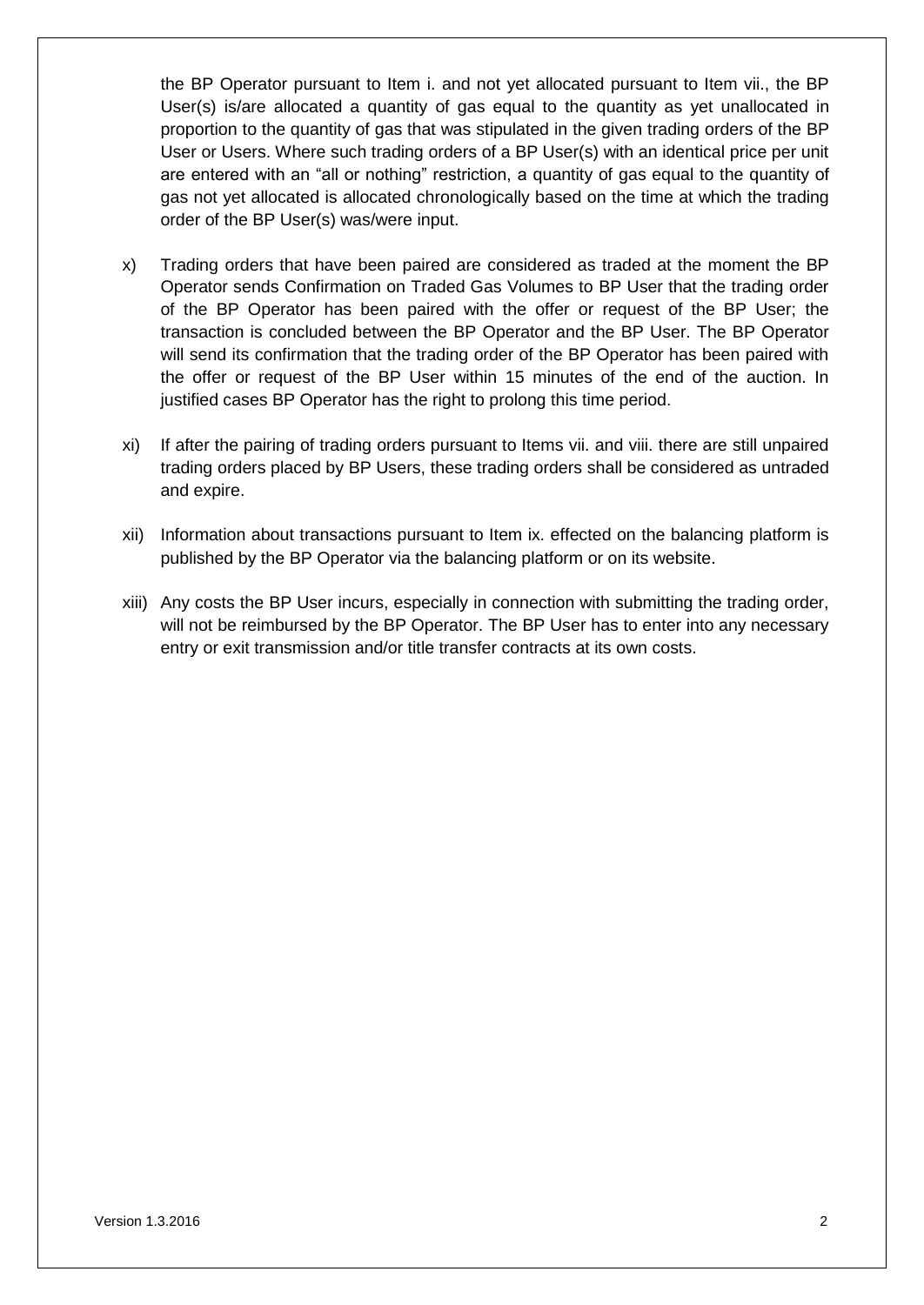the BP Operator pursuant to Item i. and not yet allocated pursuant to Item vii., the BP User(s) is/are allocated a quantity of gas equal to the quantity as yet unallocated in proportion to the quantity of gas that was stipulated in the given trading orders of the BP User or Users. Where such trading orders of a BP User(s) with an identical price per unit are entered with an "all or nothing" restriction, a quantity of gas equal to the quantity of gas not yet allocated is allocated chronologically based on the time at which the trading order of the BP User(s) was/were input.

x) Trading orders that have been paired are considered as traded at the moment the BP Operator sends Confirmation on Traded Gas Volumes to BP User that the trading order of the BP Operator has been paired with the offer or request of the BP User; the transaction is concluded between the BP Operator and the BP User. The BP Operator will send its confirmation that the trading order of the BP Operator has been paired with the offer or request of the BP User within 15 minutes of the end of the auction. In justified cases BP Operator has the right to prolong this time period.

xi) If after the pairing of trading orders pursuant to Items vii. and viii. there are still unpaired trading orders placed by BP Users, these trading orders shall be considered as untraded and expire.

xii) Information about transactions pursuant to Item ix. effected on the balancing platform is published by the BP Operator via the balancing platform or on its website.

xiii) Any costs the BP User incurs, especially in connection with submitting the trading order, will not be reimbursed by the BP Operator. The BP User has to enter into any necessary entry or exit transmission and/or title transfer contracts at its own costs.

Version 1.3.2016